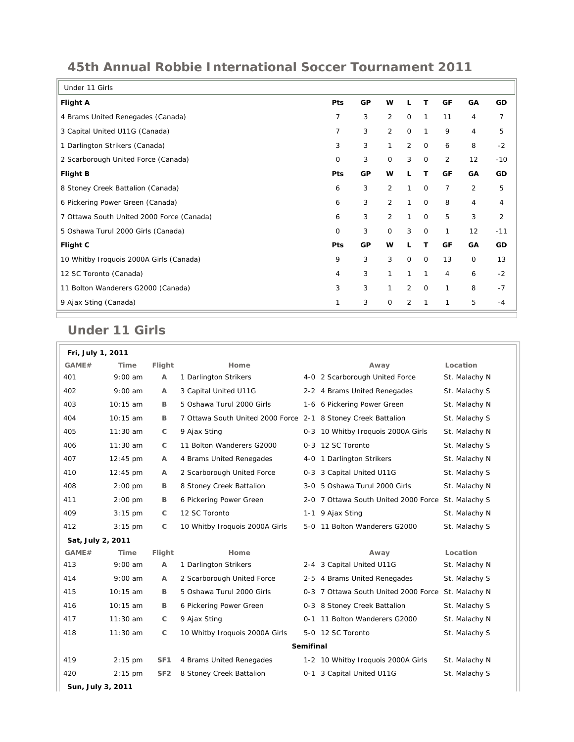# 45th Annual Robbie International Soccer Tournament 2011

| Under 11 Girls | | | | | | | | |
|---|---|---|---|---|---|---|---|---|
| **Flight A** | **Pts** | **GP** | **W** | **L** | **T** | **GF** | **GA** | **GD** |
| 4 Brams United Renegades (Canada) | 7 | 3 | 2 | 0 | 1 | 11 | 4 | 7 |
| 3 Capital United U11G (Canada) | 7 | 3 | 2 | 0 | 1 | 9 | 4 | 5 |
| 1 Darlington Strikers (Canada) | 3 | 3 | 1 | 2 | 0 | 6 | 8 | -2 |
| 2 Scarborough United Force (Canada) | 0 | 3 | 0 | 3 | 0 | 2 | 12 | -10 |
| **Flight B** | **Pts** | **GP** | **W** | **L** | **T** | **GF** | **GA** | **GD** |
| 8 Stoney Creek Battalion (Canada) | 6 | 3 | 2 | 1 | 0 | 7 | 2 | 5 |
| 6 Pickering Power Green (Canada) | 6 | 3 | 2 | 1 | 0 | 8 | 4 | 4 |
| 7 Ottawa South United 2000 Force (Canada) | 6 | 3 | 2 | 1 | 0 | 5 | 3 | 2 |
| 5 Oshawa Turul 2000 Girls (Canada) | 0 | 3 | 0 | 3 | 0 | 1 | 12 | -11 |
| **Flight C** | **Pts** | **GP** | **W** | **L** | **T** | **GF** | **GA** | **GD** |
| 10 Whitby Iroquois 2000A Girls (Canada) | 9 | 3 | 3 | 0 | 0 | 13 | 0 | 13 |
| 12 SC Toronto (Canada) | 4 | 3 | 1 | 1 | 1 | 4 | 6 | -2 |
| 11 Bolton Wanderers G2000 (Canada) | 3 | 3 | 1 | 2 | 0 | 1 | 8 | -7 |
| 9 Ajax Sting (Canada) | 1 | 3 | 0 | 2 | 1 | 1 | 5 | -4 |

## Under 11 Girls

| GAME# | Time | Flight | Home | | Away | Location |
|---|---|---|---|---|---|---|
| **Fri, July 1, 2011** | | | | | | |
| 401 | 9:00 am | A | 1 Darlington Strikers | 4-0 | 2 Scarborough United Force | St. Malachy N |
| 402 | 9:00 am | A | 3 Capital United U11G | 2-2 | 4 Brams United Renegades | St. Malachy S |
| 403 | 10:15 am | B | 5 Oshawa Turul 2000 Girls | 1-6 | 6 Pickering Power Green | St. Malachy N |
| 404 | 10:15 am | B | 7 Ottawa South United 2000 Force | 2-1 | 8 Stoney Creek Battalion | St. Malachy S |
| 405 | 11:30 am | C | 9 Ajax Sting | 0-3 | 10 Whitby Iroquois 2000A Girls | St. Malachy N |
| 406 | 11:30 am | C | 11 Bolton Wanderers G2000 | 0-3 | 12 SC Toronto | St. Malachy S |
| 407 | 12:45 pm | A | 4 Brams United Renegades | 4-0 | 1 Darlington Strikers | St. Malachy N |
| 410 | 12:45 pm | A | 2 Scarborough United Force | 0-3 | 3 Capital United U11G | St. Malachy S |
| 408 | 2:00 pm | B | 8 Stoney Creek Battalion | 3-0 | 5 Oshawa Turul 2000 Girls | St. Malachy N |
| 411 | 2:00 pm | B | 6 Pickering Power Green | 2-0 | 7 Ottawa South United 2000 Force | St. Malachy S |
| 409 | 3:15 pm | C | 12 SC Toronto | 1-1 | 9 Ajax Sting | St. Malachy N |
| 412 | 3:15 pm | C | 10 Whitby Iroquois 2000A Girls | 5-0 | 11 Bolton Wanderers G2000 | St. Malachy S |
| **Sat, July 2, 2011** | | | | | | |
| **GAME#** | **Time** | **Flight** | **Home** | | **Away** | **Location** |
| 413 | 9:00 am | A | 1 Darlington Strikers | 2-4 | 3 Capital United U11G | St. Malachy N |
| 414 | 9:00 am | A | 2 Scarborough United Force | 2-5 | 4 Brams United Renegades | St. Malachy S |
| 415 | 10:15 am | B | 5 Oshawa Turul 2000 Girls | 0-3 | 7 Ottawa South United 2000 Force | St. Malachy N |
| 416 | 10:15 am | B | 6 Pickering Power Green | 0-3 | 8 Stoney Creek Battalion | St. Malachy S |
| 417 | 11:30 am | C | 9 Ajax Sting | 0-1 | 11 Bolton Wanderers G2000 | St. Malachy N |
| 418 | 11:30 am | C | 10 Whitby Iroquois 2000A Girls | 5-0 | 12 SC Toronto | St. Malachy S |
| | | | | **Semifinal** | | |
| 419 | 2:15 pm | SF1 | 4 Brams United Renegades | 1-2 | 10 Whitby Iroquois 2000A Girls | St. Malachy N |
| 420 | 2:15 pm | SF2 | 8 Stoney Creek Battalion | 0-1 | 3 Capital United U11G | St. Malachy S |
| **Sun, July 3, 2011** | | | | | | |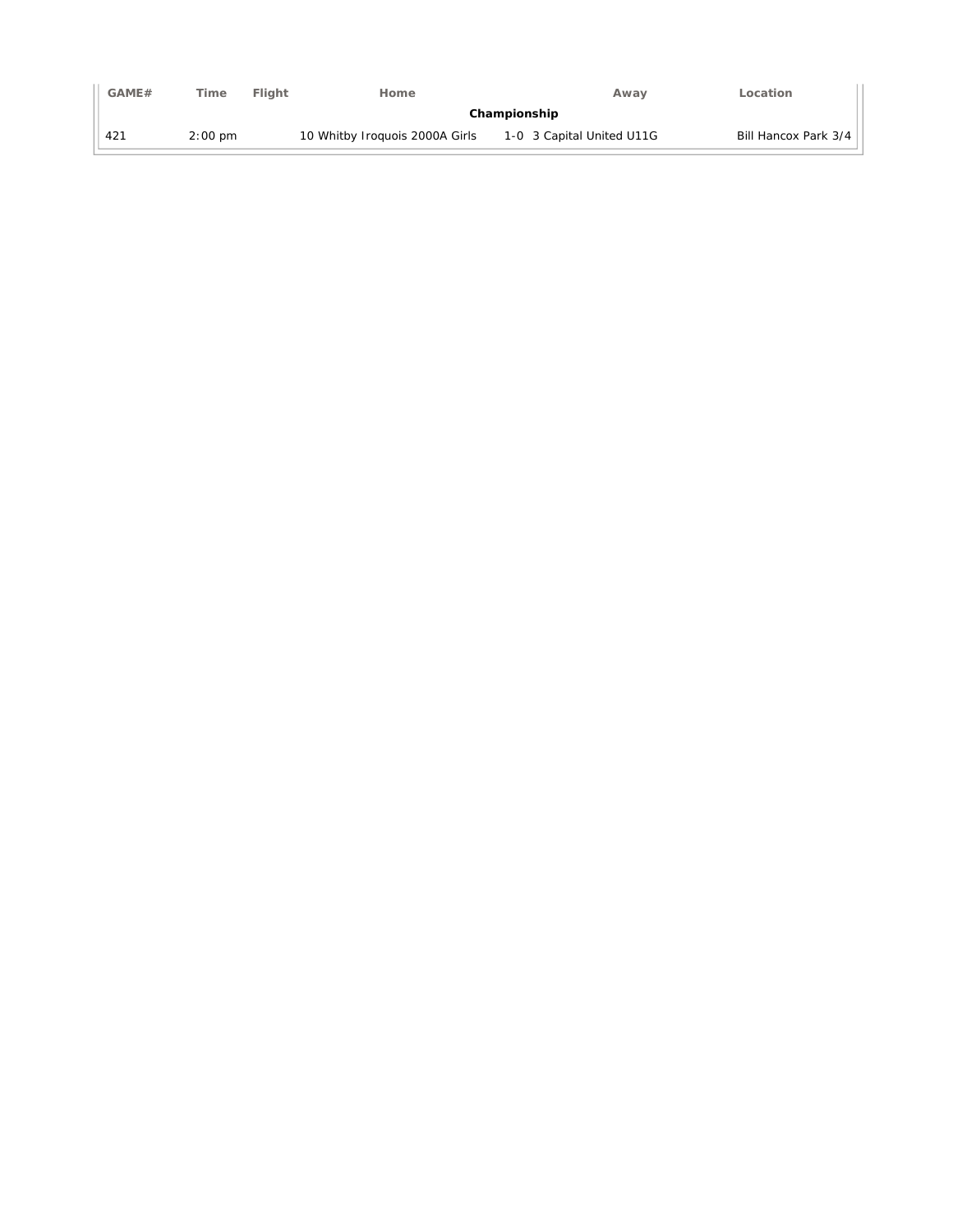| GAME# | Time | Flight | Home | | Away | Location |
|---|---|---|---|---|---|---|
| | | | Championship | | | |
| 421 | 2:00 pm | | 10 Whitby Iroquois 2000A Girls | 1-0 | 3 Capital United U11G | Bill Hancox Park 3/4 |